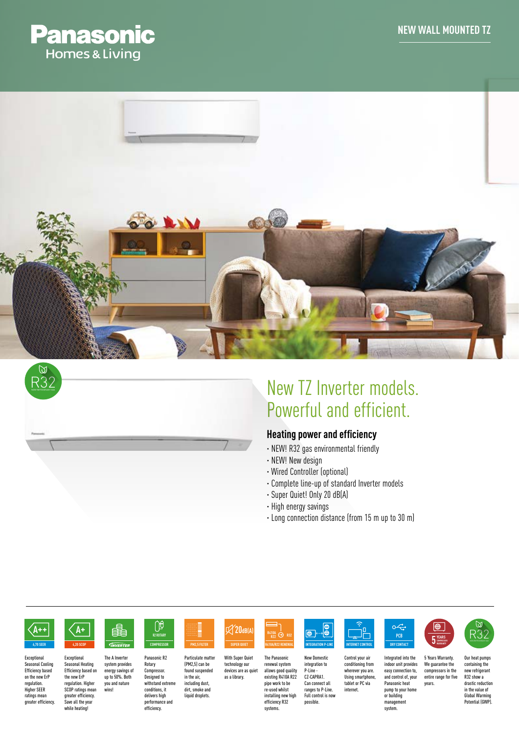Panasonic
Homes & Living

NEW WALL MOUNTED TZ

# New TZ Inverter models. Powerful and efficient.

## Heating power and efficiency

- NEW! R32 gas environmental friendly
- NEW! New design
- Wired Controller (optional)
- Complete line-up of standard Inverter models
- Super Quiet! Only 20 dB(A)
- High energy savings
- Long connection distance (from 15 m up to 30 m)

**A++ 6,70 SEER** — Exceptional Seasonal Cooling Efficiency based on the new ErP regulation. Higher SEER ratings mean greater efficiency.

**A+ 4,20 SCOP** — Exceptional Seasonal Heating Efficiency based on the new ErP regulation. Higher SCOP ratings mean greater efficiency. Save all the year while heating!

**INVERTER** — The A Inverter system provides energy savings of up to 50%. Both you and nature wins!

**R2 ROTARY COMPRESSOR** — Panasonic R2 Rotary Compressor. Designed to withstand extreme conditions, it delivers high performance and efficiency.

**PM2,5 FILTER** — Particulate matter (PM2,5) can be found suspended in the air, including dust, dirt, smoke and liquid droplets.

**20dB(A) SUPER QUIET** — With Super Quiet technology our devices are as quiet as a library.

**R410A/R22 RENEWAL** — The Panasonic renewal system allows good quality existing R410A R22 pipe work to be re-used whilst installing new high efficiency R32 systems.

**INTEGRATION P-LINE** — New Domestic integration to P-Line - CZ-CAPRA1. Can connect all ranges to P-Line. Full control is now possible.

**INTERNET CONTROL** — Control your air conditioning from wherever you are. Using smartphone, tablet or PC via internet.

**PCB DRY CONTACT** — Integrated into the indoor unit provides easy connection to, and control of, your Panasonic heat pump to your home or building management system.

**5 YEARS COMPRESSOR WARRANTY** — 5 Years Warranty. We guarantee the compressors in the entire range for five years.

**R32** — Our heat pumps containing the new refrigerant R32 show a drastic reduction in the value of Global Warming Potential (GWP).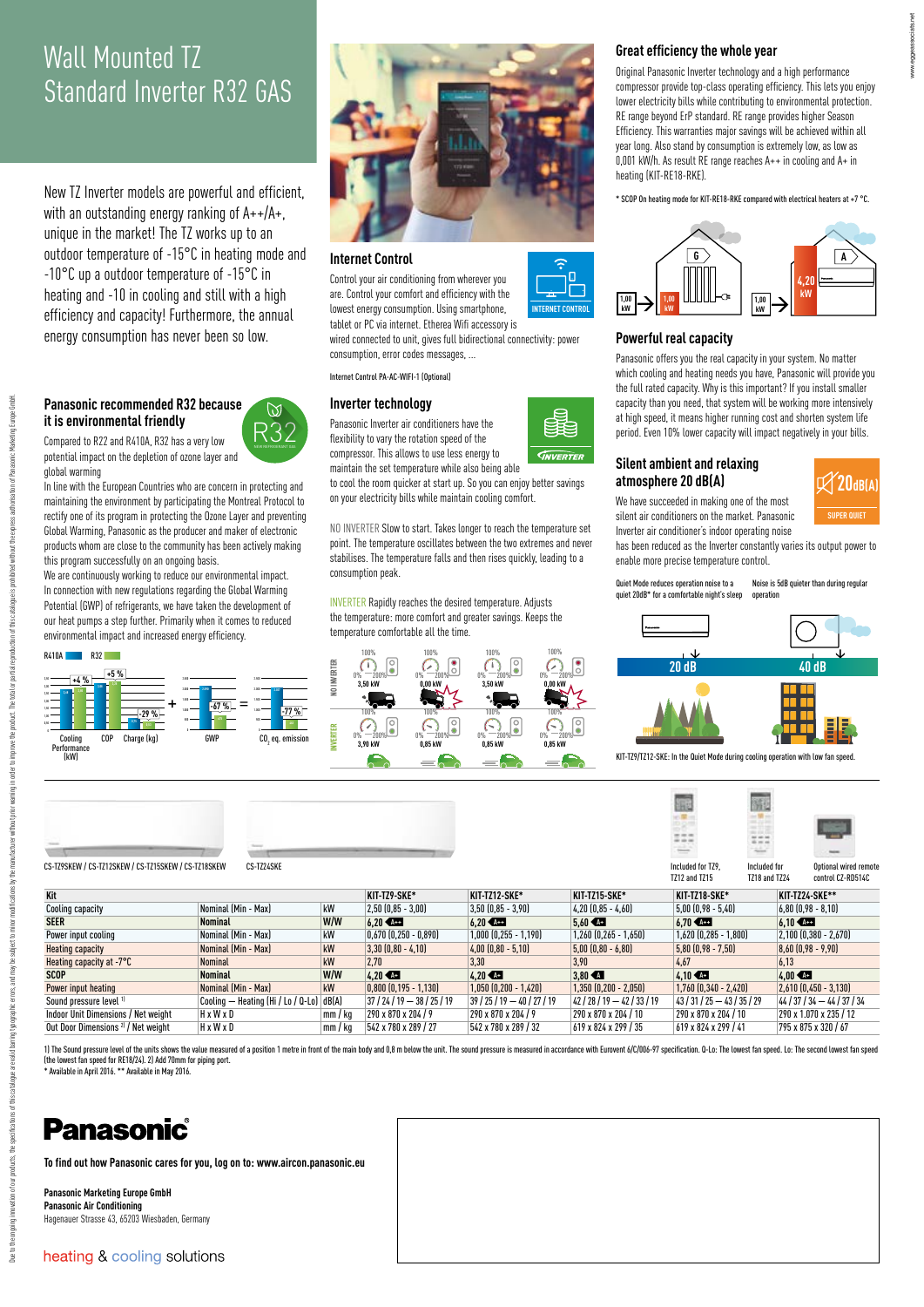# Wall Mounted TZ Standard Inverter R32 GAS

New TZ Inverter models are powerful and efficient, with an outstanding energy ranking of A++/A+, unique in the market! The TZ works up to an outdoor temperature of -15°C in heating mode and -10°C up a outdoor temperature of -15°C in heating and -10 in cooling and still with a high efficiency and capacity! Furthermore, the annual energy consumption has never been so low.

## Panasonic recommended R32 because it is environmental friendly

Compared to R22 and R410A, R32 has a very low potential impact on the depletion of ozone layer and global warming

In line with the European Countries who are concern in protecting and maintaining the environment by participating the Montreal Protocol to rectify one of its program in protecting the Ozone Layer and preventing Global Warming, Panasonic as the producer and maker of electronic products whom are close to the community has been actively making this program successfully on an ongoing basis.

We are continuously working to reduce our environmental impact.
In connection with new regulations regarding the Global Warming Potential (GWP) of refrigerants, we have taken the development of our heat pumps a step further. Primarily when it comes to reduced environmental impact and increased energy efficiency.

R410A R32

+4 % +5 % -29 % -67 % -77 %

Cooling Performance (kW) COP Charge (kg) + GWP = $CO_2$ eq. emission

## Internet Control

Control your air conditioning from wherever you are. Control your comfort and efficiency with the lowest energy consumption. Using smartphone, tablet or PC via internet. Etherea Wifi accessory is wired connected to unit, gives full bidirectional connectivity: power consumption, error codes messages, ...

Internet Control PA-AC-WIFI-1 (Optional)

## Inverter technology

Panasonic Inverter air conditioners have the flexibility to vary the rotation speed of the compressor. This allows to use less energy to maintain the set temperature while also being able to cool the room quicker at start up. So you can enjoy better savings on your electricity bills while maintain cooling comfort.

NO INVERTER Slow to start. Takes longer to reach the temperature set point. The temperature oscillates between the two extremes and never stabilises. The temperature falls and then rises quickly, leading to a consumption peak.

INVERTER Rapidly reaches the desired temperature. Adjusts the temperature: more comfort and greater savings. Keeps the temperature comfortable all the time.

NO INVERTER: 3,50 kW 0,00 kW 3,50 kW 0,00 kW
INVERTER: 3,90 kW 0,85 kW 0,85 kW 0,85 kW

## Great efficiency the whole year

Original Panasonic Inverter technology and a high performance compressor provide top-class operating efficiency. This lets you enjoy lower electricity bills while contributing to environmental protection. RE range beyond ErP standard. RE range provides higher Season Efficiency. This warranties major savings will be achieved within all year long. Also stand by consumption is extremely low, as low as 0,001 kW/h. As result RE range reaches A++ in cooling and A+ in heating (KIT-RE18-RKE).

* SCOP On heating mode for KIT-RE18-RKE compared with electrical heaters at +7 °C.

1,00 kW → 1,00 kW G 1,00 kW → 4,20 kW A

## Powerful real capacity

Panasonic offers you the real capacity in your system. No matter which cooling and heating needs you have, Panasonic will provide you the full rated capacity. Why is this important? If you install smaller capacity than you need, that system will be working more intensively at high speed, it means higher running cost and shorten system life period. Even 10% lower capacity will impact negatively in your bills.

## Silent ambient and relaxing atmosphere 20 dB(A)

We have succeeded in making one of the most silent air conditioners on the market. Panasonic Inverter air conditioner's indoor operating noise has been reduced as the Inverter constantly varies its output power to enable more precise temperature control.

20dB(A) SUPER QUIET

Quiet Mode reduces operation noise to a quiet 20dB* for a comfortable night's sleep

Noise is 5dB quieter than during regular operation

20 dB 40 dB

KIT-TZ9/TZ12-SKE: In the Quiet Mode during cooling operation with low fan speed.

CS-TZ9SKEW / CS-TZ12SKEW / CS-TZ15SKEW / CS-TZ18SKEW

CS-TZ24SKE

Included for TZ9, TZ12 and TZ15

Included for TZ18 and TZ24

Optional wired remote control CZ-RD514C

| Kit | | | KIT-TZ9-SKE* | KIT-TZ12-SKE* | KIT-TZ15-SKE* | KIT-TZ18-SKE* | KIT-TZ24-SKE** |
|---|---|---|---|---|---|---|---|
| Cooling capacity | Nominal (Min - Max) | kW | 2,50 (0,85 - 3,00) | 3,50 (0,85 - 3,90) | 4,20 (0,85 - 4,60) | 5,00 (0,98 - 5,40) | 6,80 (0,98 - 8,10) |
| SEER | Nominal | W/W | 6,20 A++ | 6,20 A++ | 5,60 A+ | 6,70 A++ | 6,10 A++ |
| Power input cooling | Nominal (Min - Max) | kW | 0,670 (0,250 - 0,890) | 1,000 (0,255 - 1,190) | 1,260 (0,265 - 1,650) | 1,620 (0,285 - 1,800) | 2,100 (0,380 - 2,670) |
| Heating capacity | Nominal (Min - Max) | kW | 3,30 (0,80 - 4,10) | 4,00 (0,80 - 5,10) | 5,00 (0,80 - 6,80) | 5,80 (0,98 - 7,50) | 8,60 (0,98 - 9,90) |
| Heating capacity at -7°C | Nominal | kW | 2,70 | 3,30 | 3,90 | 4,67 | 6,13 |
| SCOP | Nominal | W/W | 4,20 A+ | 4,20 A+ | 3,80 A | 4,10 A+ | 4,00 A+ |
| Power input heating | Nominal (Min - Max) | kW | 0,800 (0,195 - 1,130) | 1,050 (0,200 - 1,420) | 1,350 (0,200 - 2,050) | 1,760 (0,340 - 2,420) | 2,610 (0,450 - 3,130) |
| Sound pressure level 1) | Cooling — Heating (Hi / Lo / Q-Lo) | dB(A) | 37 / 24 / 19 — 38 / 25 / 19 | 39 / 25 / 19 — 40 / 27 / 19 | 42 / 28 / 19 — 42 / 33 / 19 | 43 / 31 / 25 — 43 / 35 / 29 | 44 / 37 / 34 — 44 / 37 / 34 |
| Indoor Unit Dimensions / Net weight | H x W x D | mm / kg | 290 x 870 x 204 / 9 | 290 x 870 x 204 / 9 | 290 x 870 x 204 / 10 | 290 x 870 x 204 / 10 | 290 x 1.070 x 235 / 12 |
| Out Door Dimensions 2) / Net weight | H x W x D | mm / kg | 542 x 780 x 289 / 27 | 542 x 780 x 289 / 32 | 619 x 824 x 299 / 35 | 619 x 824 x 299 / 41 | 795 x 875 x 320 / 67 |

1) The Sound pressure level of the units shows the value measured of a position 1 metre in front of the main body and 0,8 m below the unit. The sound pressure is measured in accordance with Eurovent 6/C/006-97 specification. Q-Lo: The lowest fan speed. Lo: The second lowest fan speed (the lowest fan speed for RE18/24). 2) Add 70mm for piping port.
* Available in April 2016. ** Available in May 2016.

**Panasonic**

**To find out how Panasonic cares for you, log on to: www.aircon.panasonic.eu**

**Panasonic Marketing Europe GmbH**
**Panasonic Air Conditioning**
Hagenauer Strasse 43, 65203 Wiesbaden, Germany

heating & cooling solutions

Due to the ongoing innovation of our products, the specifications of this catalogue are valid barring typographic errors, and may be subject to minor modifications by the manufacturer without prior warning in order to improve the product. The total or partial reproduction of this catalogue is prohibited without the express authorisation of Panasonic Marketing Europe GmbH.